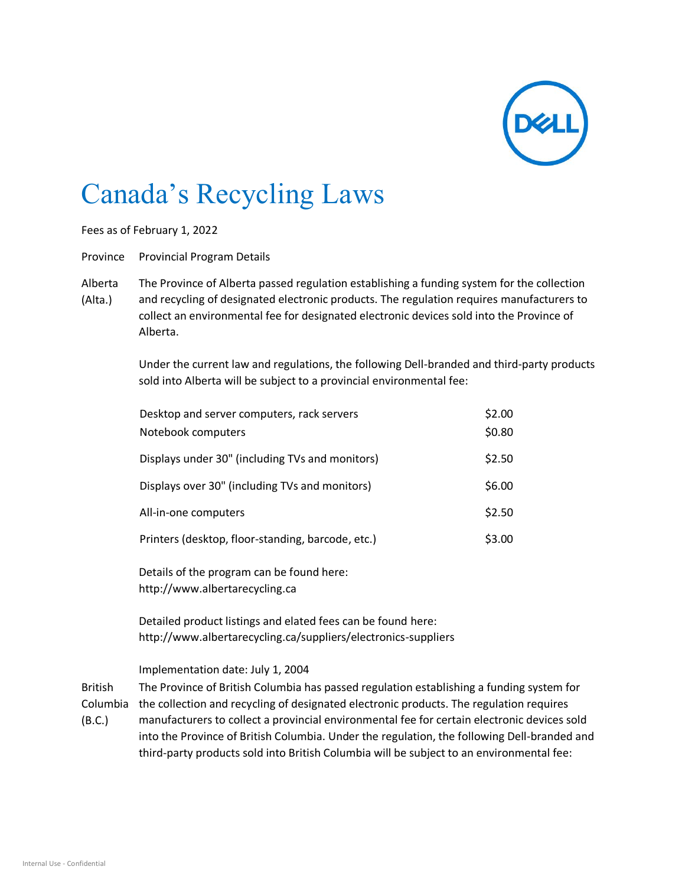# Canada's Recycling Laws

Fees as of February 1, 2022

| Province | Provincial Program Details |
|---|---|

**Alberta (Alta.)**

The Province of Alberta passed regulation establishing a funding system for the collection and recycling of designated electronic products. The regulation requires manufacturers to collect an environmental fee for designated electronic devices sold into the Province of Alberta.

Under the current law and regulations, the following Dell-branded and third-party products sold into Alberta will be subject to a provincial environmental fee:

| Product | Fee |
|---|---|
| Desktop and server computers, rack servers | $2.00 |
| Notebook computers | $0.80 |
| Displays under 30" (including TVs and monitors) | $2.50 |
| Displays over 30" (including TVs and monitors) | $6.00 |
| All-in-one computers | $2.50 |
| Printers (desktop, floor-standing, barcode, etc.) | $3.00 |

Details of the program can be found here:
http://www.albertarecycling.ca

Detailed product listings and elated fees can be found here:
http://www.albertarecycling.ca/suppliers/electronics-suppliers

Implementation date: July 1, 2004

**British Columbia (B.C.)**

The Province of British Columbia has passed regulation establishing a funding system for the collection and recycling of designated electronic products. The regulation requires manufacturers to collect a provincial environmental fee for certain electronic devices sold into the Province of British Columbia. Under the regulation, the following Dell-branded and third-party products sold into British Columbia will be subject to an environmental fee: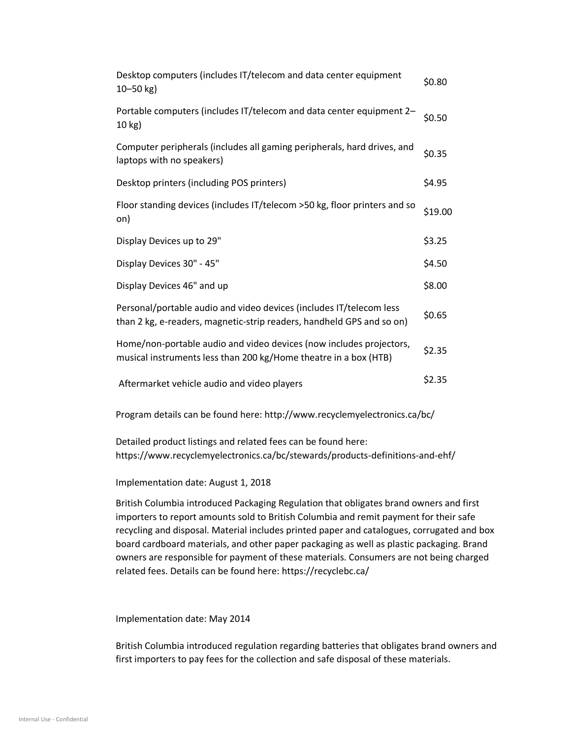| | |
|---|---|
| Desktop computers (includes IT/telecom and data center equipment 10–50 kg) | $0.80 |
| Portable computers (includes IT/telecom and data center equipment 2–10 kg) | $0.50 |
| Computer peripherals (includes all gaming peripherals, hard drives, and laptops with no speakers) | $0.35 |
| Desktop printers (including POS printers) | $4.95 |
| Floor standing devices (includes IT/telecom >50 kg, floor printers and so on) | $19.00 |
| Display Devices up to 29" | $3.25 |
| Display Devices 30" - 45" | $4.50 |
| Display Devices 46" and up | $8.00 |
| Personal/portable audio and video devices (includes IT/telecom less than 2 kg, e-readers, magnetic-strip readers, handheld GPS and so on) | $0.65 |
| Home/non-portable audio and video devices (now includes projectors, musical instruments less than 200 kg/Home theatre in a box (HTB) | $2.35 |
| Aftermarket vehicle audio and video players | $2.35 |

Program details can be found here: http://www.recyclemyelectronics.ca/bc/

Detailed product listings and related fees can be found here: https://www.recyclemyelectronics.ca/bc/stewards/products-definitions-and-ehf/

Implementation date: August 1, 2018

British Columbia introduced Packaging Regulation that obligates brand owners and first importers to report amounts sold to British Columbia and remit payment for their safe recycling and disposal. Material includes printed paper and catalogues, corrugated and box board cardboard materials, and other paper packaging as well as plastic packaging. Brand owners are responsible for payment of these materials. Consumers are not being charged related fees. Details can be found here: https://recyclebc.ca/

Implementation date: May 2014

British Columbia introduced regulation regarding batteries that obligates brand owners and first importers to pay fees for the collection and safe disposal of these materials.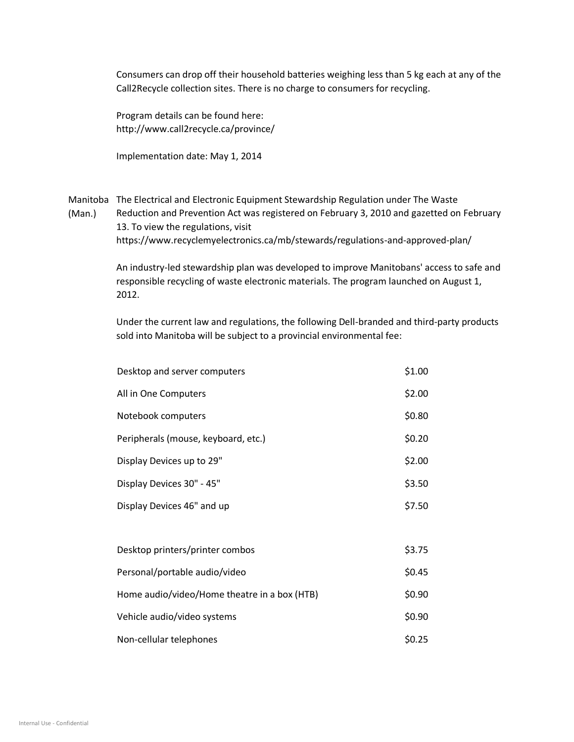Consumers can drop off their household batteries weighing less than 5 kg each at any of the Call2Recycle collection sites. There is no charge to consumers for recycling.

Program details can be found here:
http://www.call2recycle.ca/province/

Implementation date: May 1, 2014

**Manitoba (Man.)**

The Electrical and Electronic Equipment Stewardship Regulation under The Waste Reduction and Prevention Act was registered on February 3, 2010 and gazetted on February 13. To view the regulations, visit
https://www.recyclemyelectronics.ca/mb/stewards/regulations-and-approved-plan/

An industry-led stewardship plan was developed to improve Manitobans' access to safe and responsible recycling of waste electronic materials. The program launched on August 1, 2012.

Under the current law and regulations, the following Dell-branded and third-party products sold into Manitoba will be subject to a provincial environmental fee:

| Product | Fee |
|---|---|
| Desktop and server computers | $1.00 |
| All in One Computers | $2.00 |
| Notebook computers | $0.80 |
| Peripherals (mouse, keyboard, etc.) | $0.20 |
| Display Devices up to 29" | $2.00 |
| Display Devices 30" - 45" | $3.50 |
| Display Devices 46" and up | $7.50 |
| | |
| Desktop printers/printer combos | $3.75 |
| Personal/portable audio/video | $0.45 |
| Home audio/video/Home theatre in a box (HTB) | $0.90 |
| Vehicle audio/video systems | $0.90 |
| Non-cellular telephones | $0.25 |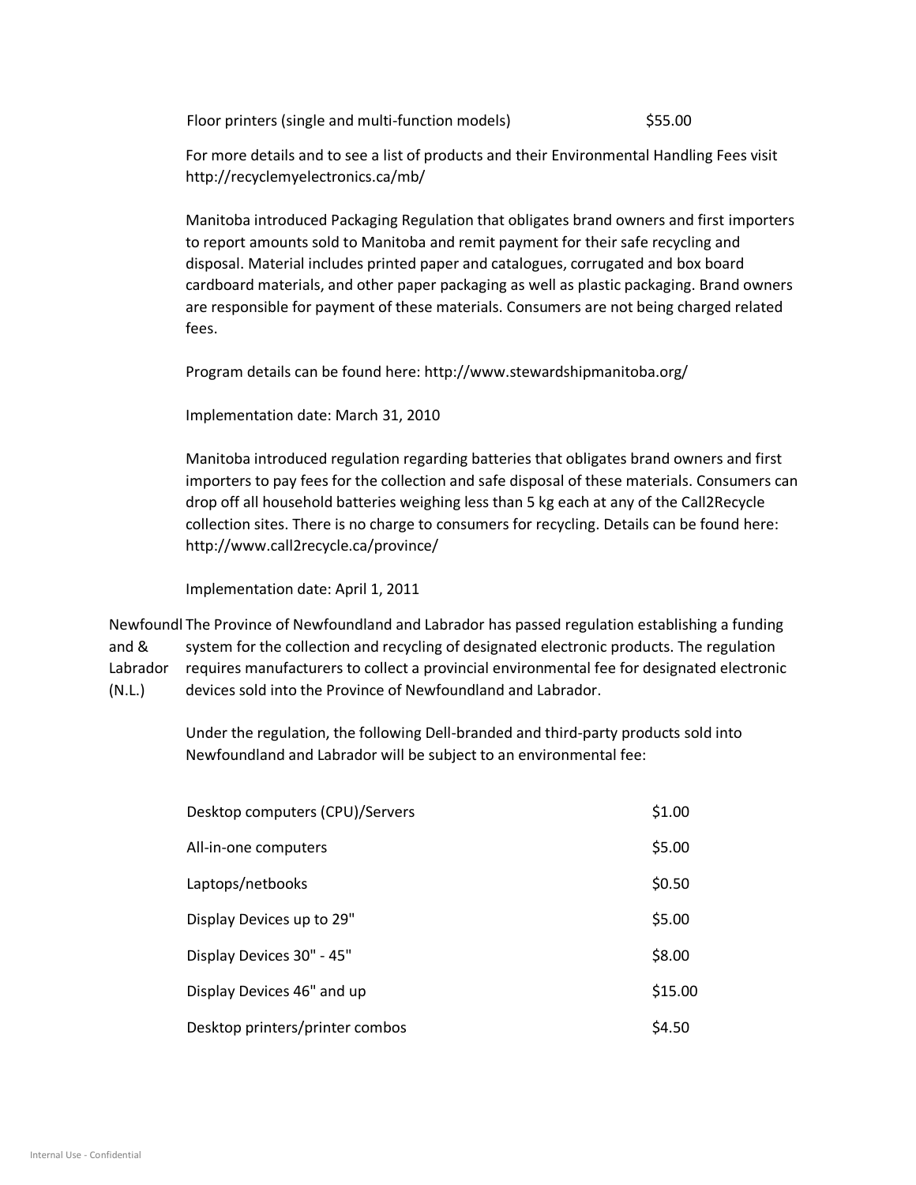| | |
|---|---|
| Floor printers (single and multi-function models) | $55.00 |

For more details and to see a list of products and their Environmental Handling Fees visit http://recyclemyelectronics.ca/mb/

Manitoba introduced Packaging Regulation that obligates brand owners and first importers to report amounts sold to Manitoba and remit payment for their safe recycling and disposal. Material includes printed paper and catalogues, corrugated and box board cardboard materials, and other paper packaging as well as plastic packaging. Brand owners are responsible for payment of these materials. Consumers are not being charged related fees.

Program details can be found here: http://www.stewardshipmanitoba.org/

Implementation date: March 31, 2010

Manitoba introduced regulation regarding batteries that obligates brand owners and first importers to pay fees for the collection and safe disposal of these materials. Consumers can drop off all household batteries weighing less than 5 kg each at any of the Call2Recycle collection sites. There is no charge to consumers for recycling. Details can be found here: http://www.call2recycle.ca/province/

Implementation date: April 1, 2011

**Newfoundland & Labrador (N.L.)**

The Province of Newfoundland and Labrador has passed regulation establishing a funding system for the collection and recycling of designated electronic products. The regulation requires manufacturers to collect a provincial environmental fee for designated electronic devices sold into the Province of Newfoundland and Labrador.

Under the regulation, the following Dell-branded and third-party products sold into Newfoundland and Labrador will be subject to an environmental fee:

| | |
|---|---|
| Desktop computers (CPU)/Servers | $1.00 |
| All-in-one computers | $5.00 |
| Laptops/netbooks | $0.50 |
| Display Devices up to 29" | $5.00 |
| Display Devices 30" - 45" | $8.00 |
| Display Devices 46" and up | $15.00 |
| Desktop printers/printer combos | $4.50 |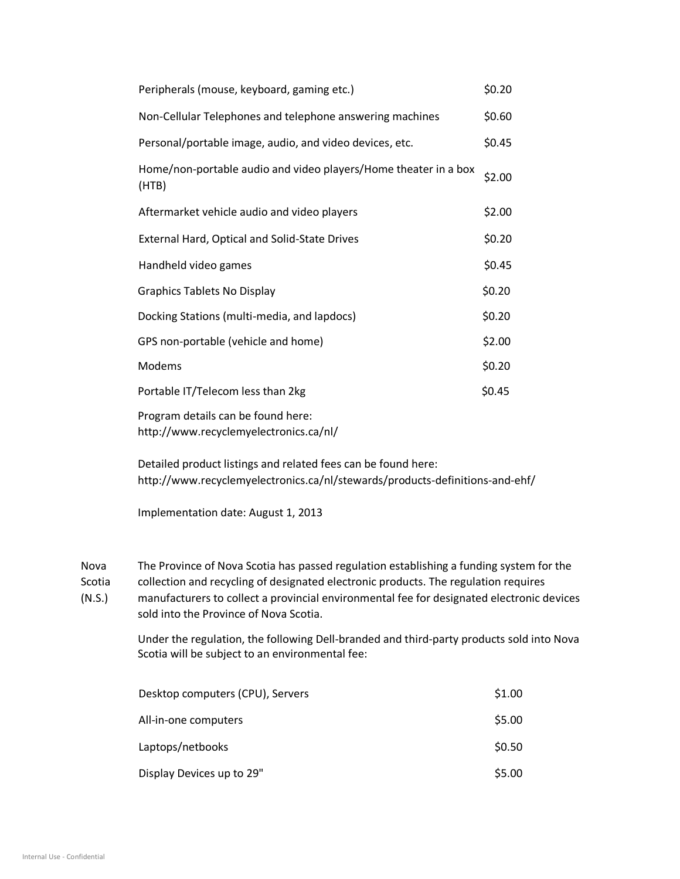| | |
|---|---|
| Peripherals (mouse, keyboard, gaming etc.) | $0.20 |
| Non-Cellular Telephones and telephone answering machines | $0.60 |
| Personal/portable image, audio, and video devices, etc. | $0.45 |
| Home/non-portable audio and video players/Home theater in a box (HTB) | $2.00 |
| Aftermarket vehicle audio and video players | $2.00 |
| External Hard, Optical and Solid-State Drives | $0.20 |
| Handheld video games | $0.45 |
| Graphics Tablets No Display | $0.20 |
| Docking Stations (multi-media, and lapdocs) | $0.20 |
| GPS non-portable (vehicle and home) | $2.00 |
| Modems | $0.20 |
| Portable IT/Telecom less than 2kg | $0.45 |

Program details can be found here:
http://www.recyclemyelectronics.ca/nl/

Detailed product listings and related fees can be found here:
http://www.recyclemyelectronics.ca/nl/stewards/products-definitions-and-ehf/

Implementation date: August 1, 2013

**Nova Scotia (N.S.)**

The Province of Nova Scotia has passed regulation establishing a funding system for the collection and recycling of designated electronic products. The regulation requires manufacturers to collect a provincial environmental fee for designated electronic devices sold into the Province of Nova Scotia.

Under the regulation, the following Dell-branded and third-party products sold into Nova Scotia will be subject to an environmental fee:

| | |
|---|---|
| Desktop computers (CPU), Servers | $1.00 |
| All-in-one computers | $5.00 |
| Laptops/netbooks | $0.50 |
| Display Devices up to 29" | $5.00 |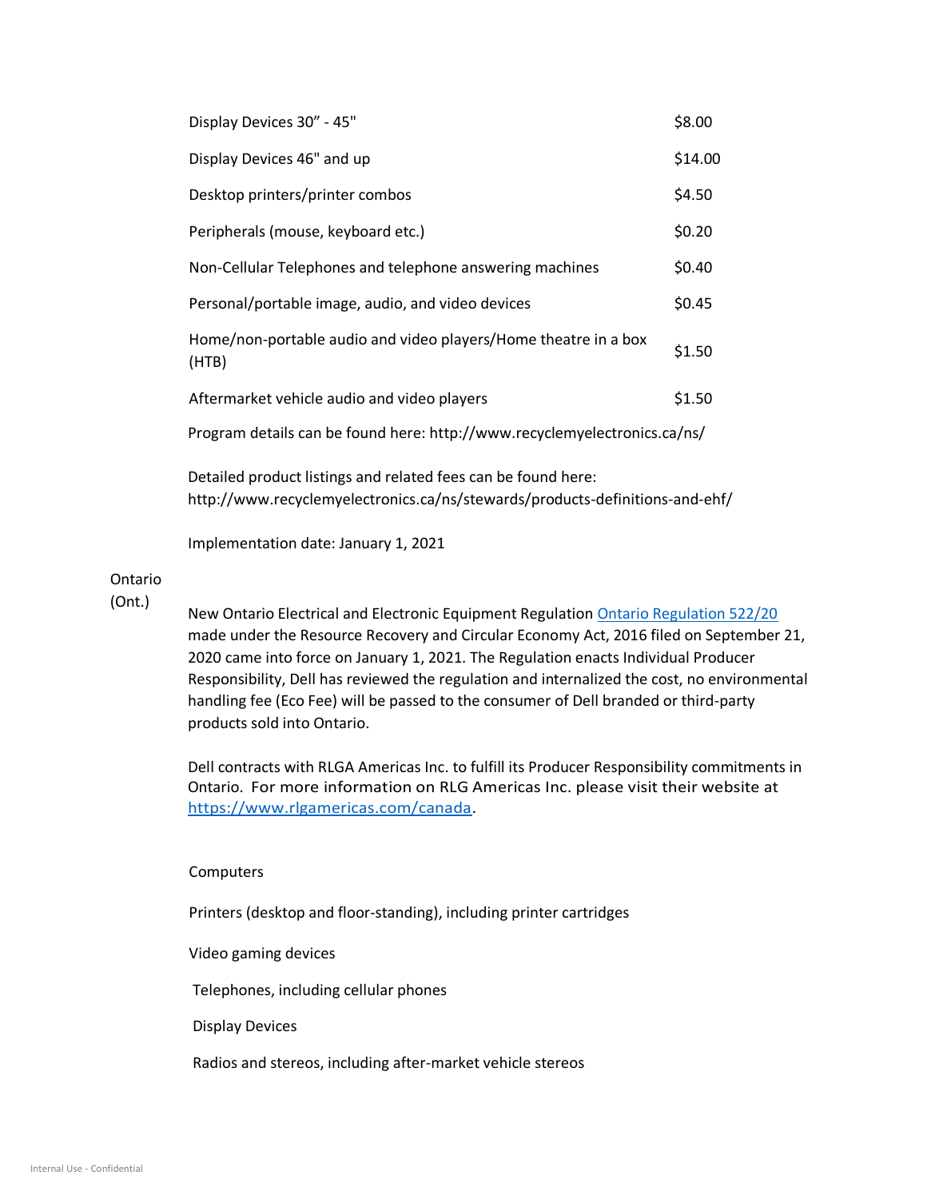| | |
|---|---|
| Display Devices 30” - 45" | $8.00 |
| Display Devices 46" and up | $14.00 |
| Desktop printers/printer combos | $4.50 |
| Peripherals (mouse, keyboard etc.) | $0.20 |
| Non-Cellular Telephones and telephone answering machines | $0.40 |
| Personal/portable image, audio, and video devices | $0.45 |
| Home/non-portable audio and video players/Home theatre in a box (HTB) | $1.50 |
| Aftermarket vehicle audio and video players | $1.50 |

Program details can be found here: http://www.recyclemyelectronics.ca/ns/

Detailed product listings and related fees can be found here: http://www.recyclemyelectronics.ca/ns/stewards/products-definitions-and-ehf/

Implementation date: January 1, 2021

Ontario (Ont.)

New Ontario Electrical and Electronic Equipment Regulation [Ontario Regulation 522/20] made under the Resource Recovery and Circular Economy Act, 2016 filed on September 21, 2020 came into force on January 1, 2021. The Regulation enacts Individual Producer Responsibility, Dell has reviewed the regulation and internalized the cost, no environmental handling fee (Eco Fee) will be passed to the consumer of Dell branded or third-party products sold into Ontario.

Dell contracts with RLGA Americas Inc. to fulfill its Producer Responsibility commitments in Ontario. For more information on RLG Americas Inc. please visit their website at https://www.rlgamericas.com/canada.

Computers

Printers (desktop and floor-standing), including printer cartridges

Video gaming devices

Telephones, including cellular phones

Display Devices

Radios and stereos, including after-market vehicle stereos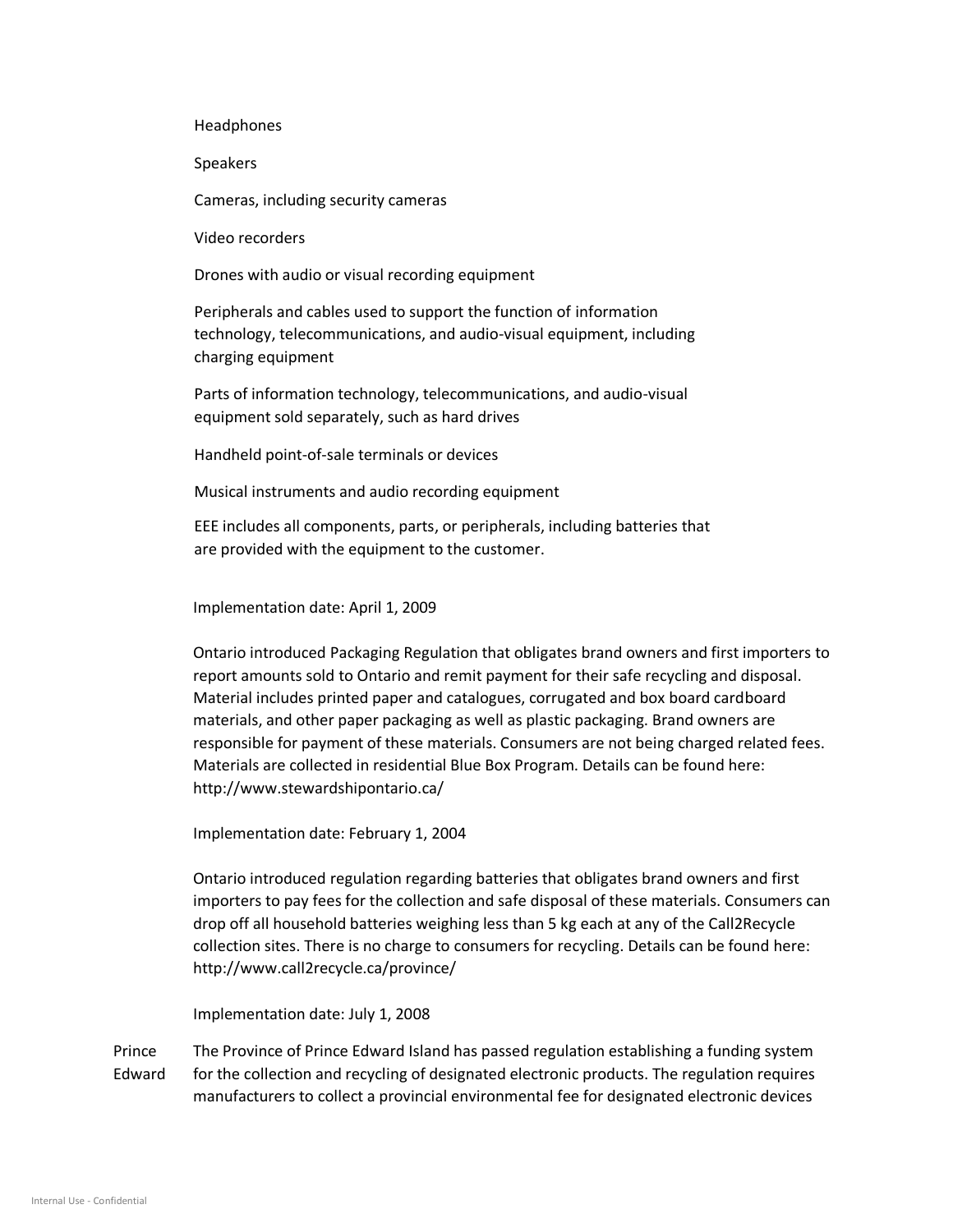Headphones

Speakers

Cameras, including security cameras

Video recorders

Drones with audio or visual recording equipment

Peripherals and cables used to support the function of information technology, telecommunications, and audio-visual equipment, including charging equipment

Parts of information technology, telecommunications, and audio-visual equipment sold separately, such as hard drives

Handheld point-of-sale terminals or devices

Musical instruments and audio recording equipment

EEE includes all components, parts, or peripherals, including batteries that are provided with the equipment to the customer.

Implementation date: April 1, 2009

Ontario introduced Packaging Regulation that obligates brand owners and first importers to report amounts sold to Ontario and remit payment for their safe recycling and disposal. Material includes printed paper and catalogues, corrugated and box board cardboard materials, and other paper packaging as well as plastic packaging. Brand owners are responsible for payment of these materials. Consumers are not being charged related fees. Materials are collected in residential Blue Box Program. Details can be found here: http://www.stewardshipontario.ca/

Implementation date: February 1, 2004

Ontario introduced regulation regarding batteries that obligates brand owners and first importers to pay fees for the collection and safe disposal of these materials. Consumers can drop off all household batteries weighing less than 5 kg each at any of the Call2Recycle collection sites. There is no charge to consumers for recycling. Details can be found here: http://www.call2recycle.ca/province/

Implementation date: July 1, 2008

Prince Edward

The Province of Prince Edward Island has passed regulation establishing a funding system for the collection and recycling of designated electronic products. The regulation requires manufacturers to collect a provincial environmental fee for designated electronic devices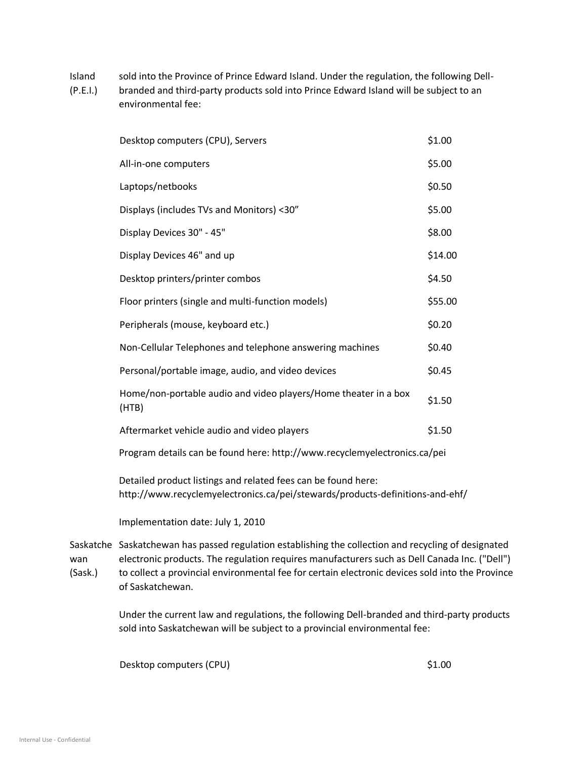Island (P.E.I.)

sold into the Province of Prince Edward Island. Under the regulation, the following Dell-branded and third-party products sold into Prince Edward Island will be subject to an environmental fee:

| | |
|---|---|
| Desktop computers (CPU), Servers | $1.00 |
| All-in-one computers | $5.00 |
| Laptops/netbooks | $0.50 |
| Displays (includes TVs and Monitors) <30” | $5.00 |
| Display Devices 30" - 45" | $8.00 |
| Display Devices 46" and up | $14.00 |
| Desktop printers/printer combos | $4.50 |
| Floor printers (single and multi-function models) | $55.00 |
| Peripherals (mouse, keyboard etc.) | $0.20 |
| Non-Cellular Telephones and telephone answering machines | $0.40 |
| Personal/portable image, audio, and video devices | $0.45 |
| Home/non-portable audio and video players/Home theater in a box (HTB) | $1.50 |
| Aftermarket vehicle audio and video players | $1.50 |

Program details can be found here: http://www.recyclemyelectronics.ca/pei

Detailed product listings and related fees can be found here: http://www.recyclemyelectronics.ca/pei/stewards/products-definitions-and-ehf/

Implementation date: July 1, 2010

Saskatchewan (Sask.)

Saskatchewan has passed regulation establishing the collection and recycling of designated electronic products. The regulation requires manufacturers such as Dell Canada Inc. ("Dell") to collect a provincial environmental fee for certain electronic devices sold into the Province of Saskatchewan.

Under the current law and regulations, the following Dell-branded and third-party products sold into Saskatchewan will be subject to a provincial environmental fee:

| | |
|---|---|
| Desktop computers (CPU) | $1.00 |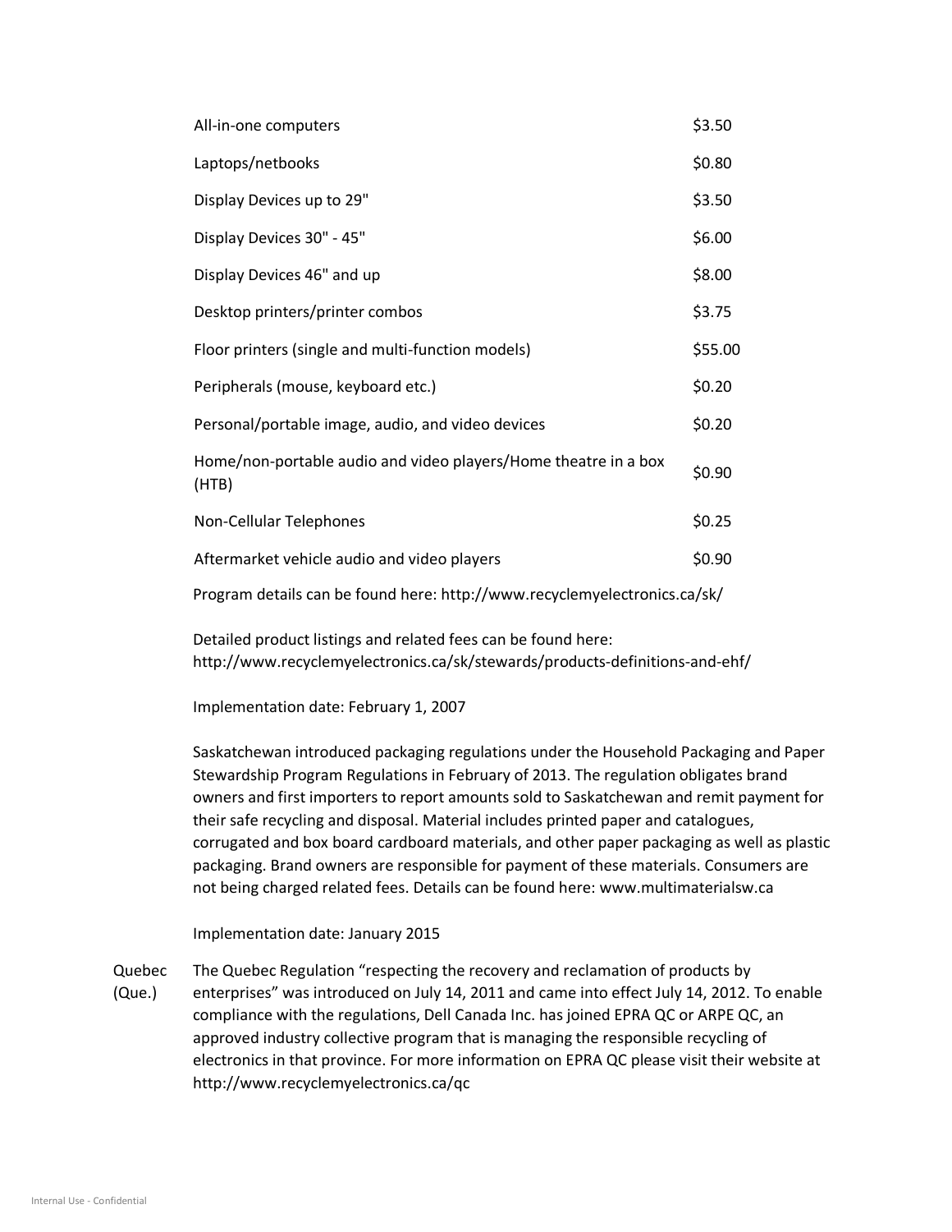| | |
|---|---|
| All-in-one computers | $3.50 |
| Laptops/netbooks | $0.80 |
| Display Devices up to 29" | $3.50 |
| Display Devices 30" - 45" | $6.00 |
| Display Devices 46" and up | $8.00 |
| Desktop printers/printer combos | $3.75 |
| Floor printers (single and multi-function models) | $55.00 |
| Peripherals (mouse, keyboard etc.) | $0.20 |
| Personal/portable image, audio, and video devices | $0.20 |
| Home/non-portable audio and video players/Home theatre in a box (HTB) | $0.90 |
| Non-Cellular Telephones | $0.25 |
| Aftermarket vehicle audio and video players | $0.90 |

Program details can be found here: http://www.recyclemyelectronics.ca/sk/

Detailed product listings and related fees can be found here: http://www.recyclemyelectronics.ca/sk/stewards/products-definitions-and-ehf/

Implementation date: February 1, 2007

Saskatchewan introduced packaging regulations under the Household Packaging and Paper Stewardship Program Regulations in February of 2013. The regulation obligates brand owners and first importers to report amounts sold to Saskatchewan and remit payment for their safe recycling and disposal. Material includes printed paper and catalogues, corrugated and box board cardboard materials, and other paper packaging as well as plastic packaging. Brand owners are responsible for payment of these materials. Consumers are not being charged related fees. Details can be found here: www.multimaterialsw.ca

Implementation date: January 2015

**Quebec (Que.)**

The Quebec Regulation "respecting the recovery and reclamation of products by enterprises" was introduced on July 14, 2011 and came into effect July 14, 2012. To enable compliance with the regulations, Dell Canada Inc. has joined EPRA QC or ARPE QC, an approved industry collective program that is managing the responsible recycling of electronics in that province. For more information on EPRA QC please visit their website at http://www.recyclemyelectronics.ca/qc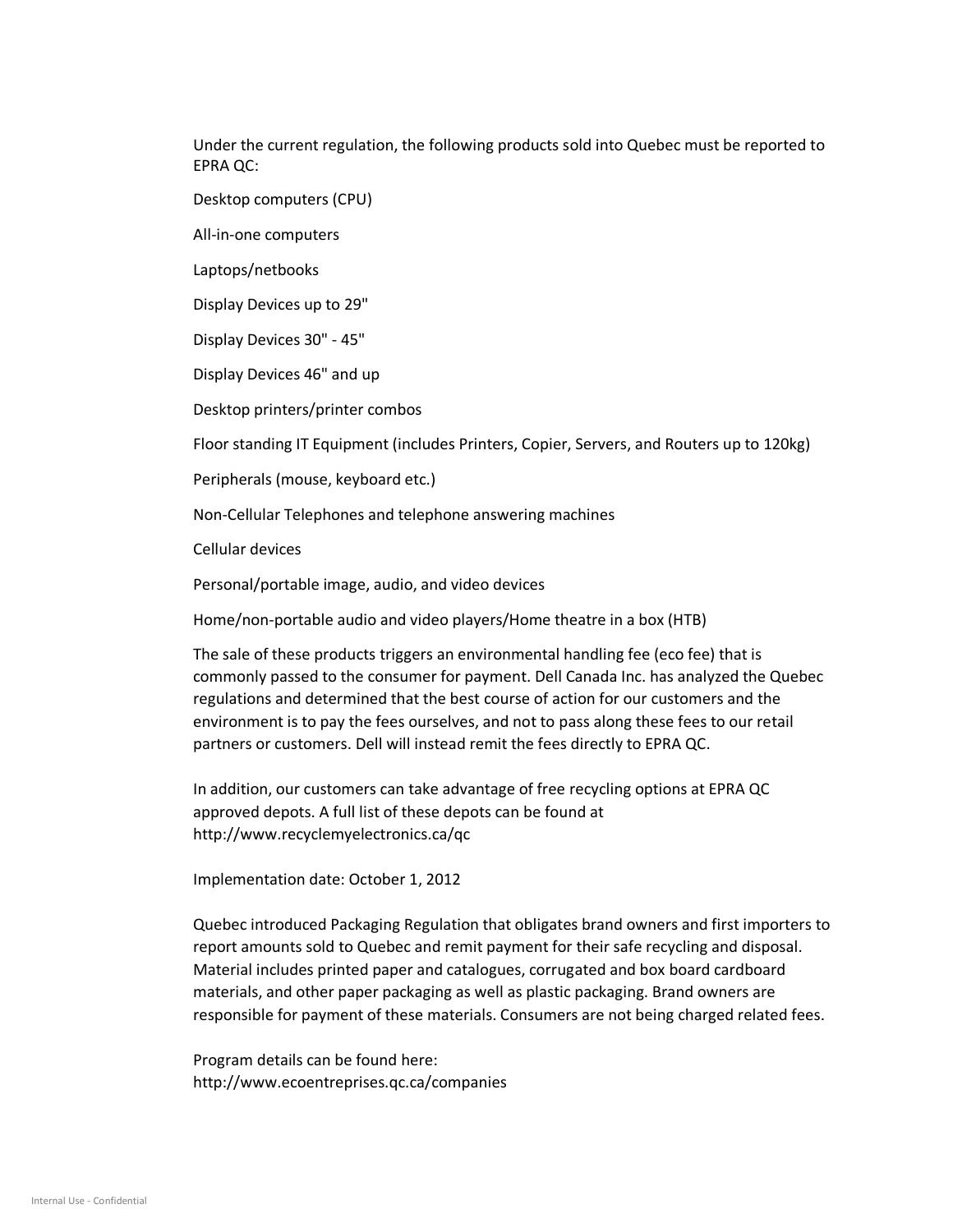Under the current regulation, the following products sold into Quebec must be reported to EPRA QC:

Desktop computers (CPU)

All-in-one computers

Laptops/netbooks

Display Devices up to 29"

Display Devices 30" - 45"

Display Devices 46" and up

Desktop printers/printer combos

Floor standing IT Equipment (includes Printers, Copier, Servers, and Routers up to 120kg)

Peripherals (mouse, keyboard etc.)

Non-Cellular Telephones and telephone answering machines

Cellular devices

Personal/portable image, audio, and video devices

Home/non-portable audio and video players/Home theatre in a box (HTB)

The sale of these products triggers an environmental handling fee (eco fee) that is commonly passed to the consumer for payment. Dell Canada Inc. has analyzed the Quebec regulations and determined that the best course of action for our customers and the environment is to pay the fees ourselves, and not to pass along these fees to our retail partners or customers. Dell will instead remit the fees directly to EPRA QC.

In addition, our customers can take advantage of free recycling options at EPRA QC approved depots. A full list of these depots can be found at http://www.recyclemyelectronics.ca/qc

Implementation date: October 1, 2012

Quebec introduced Packaging Regulation that obligates brand owners and first importers to report amounts sold to Quebec and remit payment for their safe recycling and disposal. Material includes printed paper and catalogues, corrugated and box board cardboard materials, and other paper packaging as well as plastic packaging. Brand owners are responsible for payment of these materials. Consumers are not being charged related fees.

Program details can be found here:
http://www.ecoentreprises.qc.ca/companies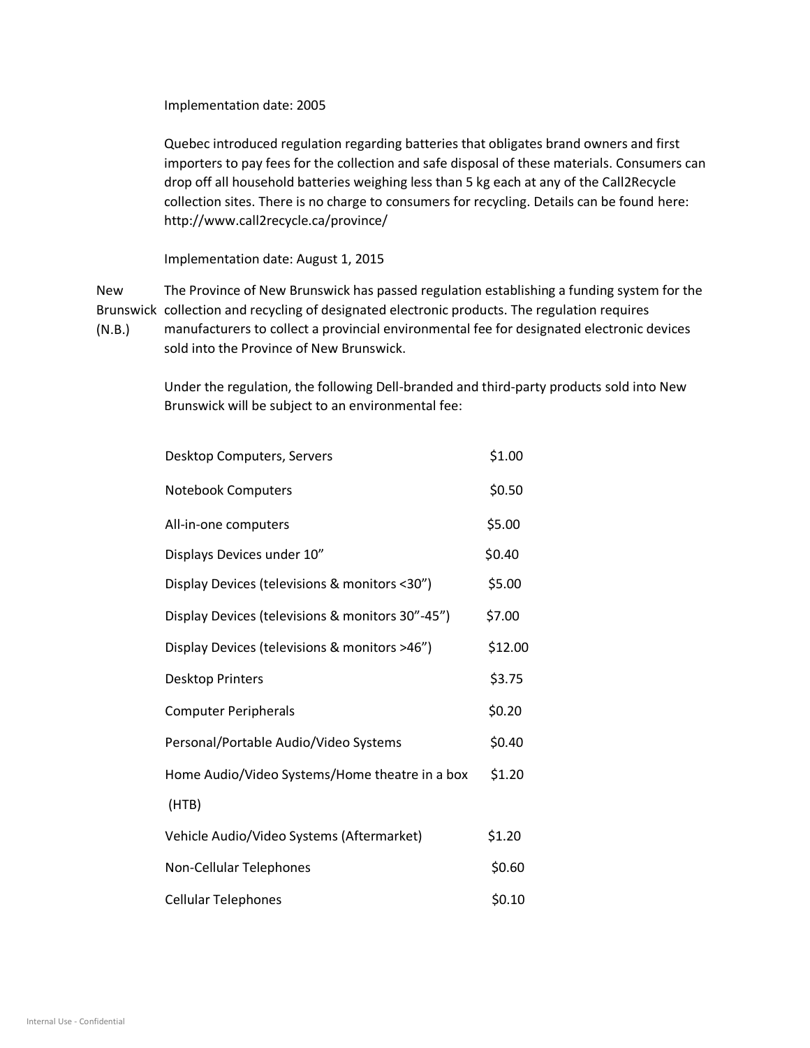Implementation date: 2005

Quebec introduced regulation regarding batteries that obligates brand owners and first importers to pay fees for the collection and safe disposal of these materials. Consumers can drop off all household batteries weighing less than 5 kg each at any of the Call2Recycle collection sites. There is no charge to consumers for recycling. Details can be found here: http://www.call2recycle.ca/province/

Implementation date: August 1, 2015

**New Brunswick (N.B.)**

The Province of New Brunswick has passed regulation establishing a funding system for the collection and recycling of designated electronic products. The regulation requires manufacturers to collect a provincial environmental fee for designated electronic devices sold into the Province of New Brunswick.

Under the regulation, the following Dell-branded and third-party products sold into New Brunswick will be subject to an environmental fee:

| Product | Fee |
|---|---|
| Desktop Computers, Servers | $1.00 |
| Notebook Computers | $0.50 |
| All-in-one computers | $5.00 |
| Displays Devices under 10" | $0.40 |
| Display Devices (televisions & monitors <30") | $5.00 |
| Display Devices (televisions & monitors 30"-45") | $7.00 |
| Display Devices (televisions & monitors >46") | $12.00 |
| Desktop Printers | $3.75 |
| Computer Peripherals | $0.20 |
| Personal/Portable Audio/Video Systems | $0.40 |
| Home Audio/Video Systems/Home theatre in a box (HTB) | $1.20 |
| Vehicle Audio/Video Systems (Aftermarket) | $1.20 |
| Non-Cellular Telephones | $0.60 |
| Cellular Telephones | $0.10 |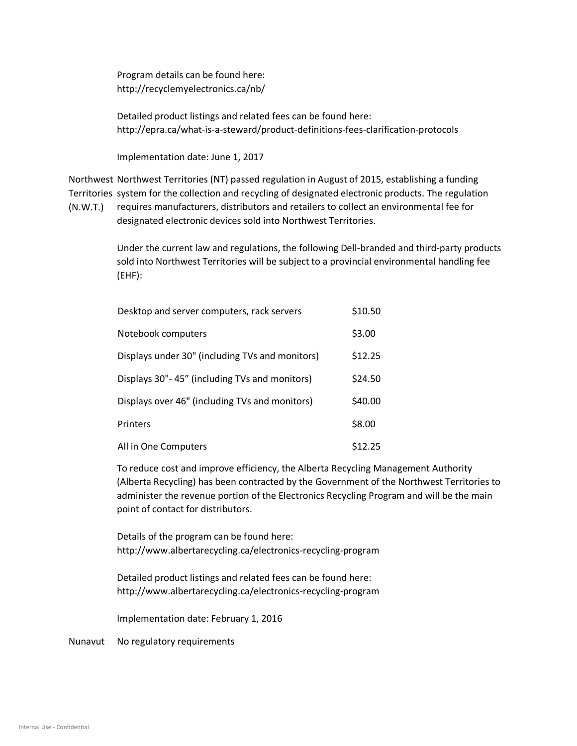Program details can be found here:
http://recyclemyelectronics.ca/nb/

Detailed product listings and related fees can be found here:
http://epra.ca/what-is-a-steward/product-definitions-fees-clarification-protocols

Implementation date: June 1, 2017

**Northwest Territories (N.W.T.)**

Northwest Territories (NT) passed regulation in August of 2015, establishing a funding system for the collection and recycling of designated electronic products. The regulation requires manufacturers, distributors and retailers to collect an environmental fee for designated electronic devices sold into Northwest Territories.

Under the current law and regulations, the following Dell-branded and third-party products sold into Northwest Territories will be subject to a provincial environmental handling fee (EHF):

| Product | Fee |
|---|---|
| Desktop and server computers, rack servers | $10.50 |
| Notebook computers | $3.00 |
| Displays under 30" (including TVs and monitors) | $12.25 |
| Displays 30"- 45” (including TVs and monitors) | $24.50 |
| Displays over 46" (including TVs and monitors) | $40.00 |
| Printers | $8.00 |
| All in One Computers | $12.25 |

To reduce cost and improve efficiency, the Alberta Recycling Management Authority (Alberta Recycling) has been contracted by the Government of the Northwest Territories to administer the revenue portion of the Electronics Recycling Program and will be the main point of contact for distributors.

Details of the program can be found here:
http://www.albertarecycling.ca/electronics-recycling-program

Detailed product listings and related fees can be found here:
http://www.albertarecycling.ca/electronics-recycling-program

Implementation date: February 1, 2016

**Nunavut**

No regulatory requirements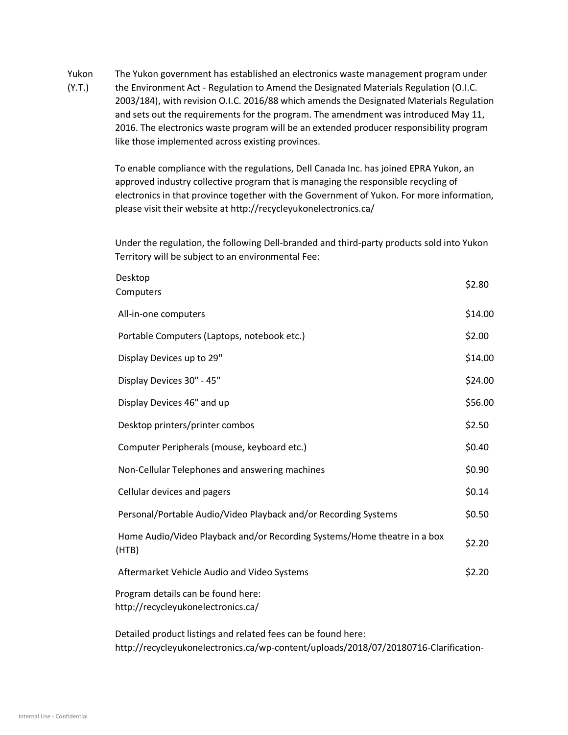Yukon (Y.T.)

The Yukon government has established an electronics waste management program under the Environment Act - Regulation to Amend the Designated Materials Regulation (O.I.C. 2003/184), with revision O.I.C. 2016/88 which amends the Designated Materials Regulation and sets out the requirements for the program. The amendment was introduced May 11, 2016. The electronics waste program will be an extended producer responsibility program like those implemented across existing provinces.

To enable compliance with the regulations, Dell Canada Inc. has joined EPRA Yukon, an approved industry collective program that is managing the responsible recycling of electronics in that province together with the Government of Yukon. For more information, please visit their website at http://recycleyukonelectronics.ca/

Under the regulation, the following Dell-branded and third-party products sold into Yukon Territory will be subject to an environmental Fee:

| Product | Fee |
|---|---|
| Desktop Computers | $2.80 |
| All-in-one computers | $14.00 |
| Portable Computers (Laptops, notebook etc.) | $2.00 |
| Display Devices up to 29" | $14.00 |
| Display Devices 30" - 45" | $24.00 |
| Display Devices 46" and up | $56.00 |
| Desktop printers/printer combos | $2.50 |
| Computer Peripherals (mouse, keyboard etc.) | $0.40 |
| Non-Cellular Telephones and answering machines | $0.90 |
| Cellular devices and pagers | $0.14 |
| Personal/Portable Audio/Video Playback and/or Recording Systems | $0.50 |
| Home Audio/Video Playback and/or Recording Systems/Home theatre in a box (HTB) | $2.20 |
| Aftermarket Vehicle Audio and Video Systems | $2.20 |

Program details can be found here:
http://recycleyukonelectronics.ca/

Detailed product listings and related fees can be found here:
http://recycleyukonelectronics.ca/wp-content/uploads/2018/07/20180716-Clarification-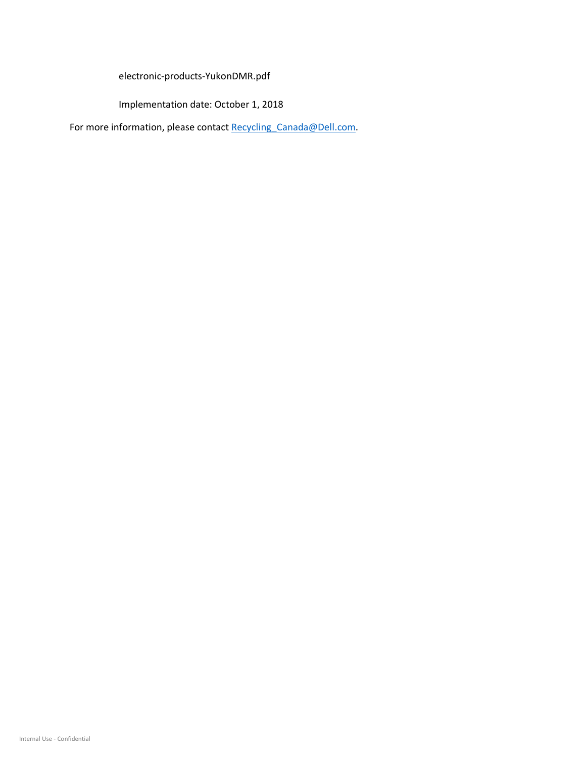electronic-products-YukonDMR.pdf

Implementation date: October 1, 2018

For more information, please contact Recycling_Canada@Dell.com.

Internal Use - Confidential